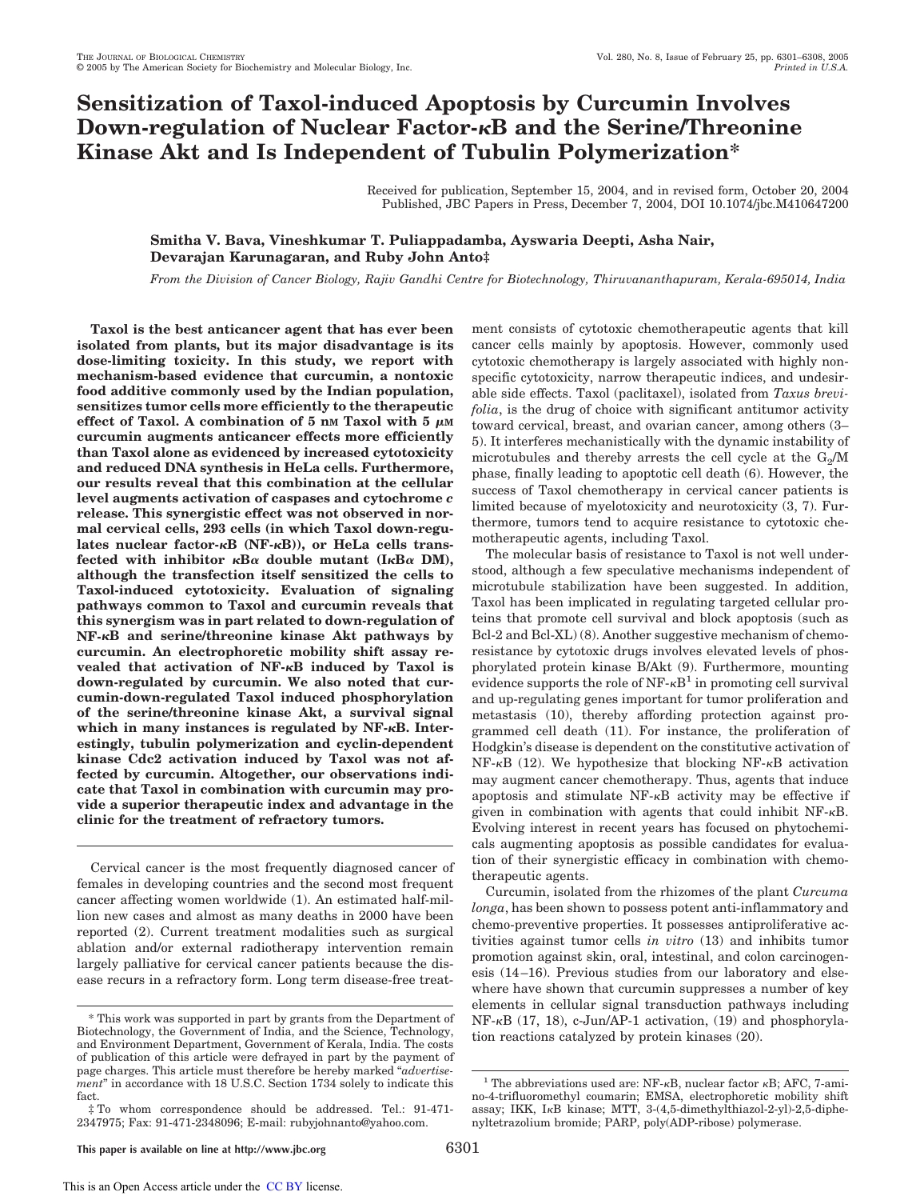# Sensitization of Taxol-induced Apoptosis by Curcumin Involves Down-regulation of Nuclear Factor-κB and the Serine/Threonine Kinase Akt and Is Independent of Tubulin Polymerization*

Received for publication, September 15, 2004, and in revised form, October 20, 2004
Published, JBC Papers in Press, December 7, 2004, DOI 10.1074/jbc.M410647200

**Smitha V. Bava, Vineshkumar T. Puliappadamba, Ayswaria Deepti, Asha Nair, Devarajan Karunagaran, and Ruby John Anto‡**

*From the Division of Cancer Biology, Rajiv Gandhi Centre for Biotechnology, Thiruvananthapuram, Kerala-695014, India*

**Taxol is the best anticancer agent that has ever been isolated from plants, but its major disadvantage is its dose-limiting toxicity. In this study, we report with mechanism-based evidence that curcumin, a nontoxic food additive commonly used by the Indian population, sensitizes tumor cells more efficiently to the therapeutic effect of Taxol. A combination of 5 nM Taxol with 5 μM curcumin augments anticancer effects more efficiently than Taxol alone as evidenced by increased cytotoxicity and reduced DNA synthesis in HeLa cells. Furthermore, our results reveal that this combination at the cellular level augments activation of caspases and cytochrome *c* release. This synergistic effect was not observed in normal cervical cells, 293 cells (in which Taxol down-regulates nuclear factor-κB (NF-κB)), or HeLa cells transfected with inhibitor κBα double mutant (IκBα DM), although the transfection itself sensitized the cells to Taxol-induced cytotoxicity. Evaluation of signaling pathways common to Taxol and curcumin reveals that this synergism was in part related to down-regulation of NF-κB and serine/threonine kinase Akt pathways by curcumin. An electrophoretic mobility shift assay revealed that activation of NF-κB induced by Taxol is down-regulated by curcumin. We also noted that curcumin-down-regulated Taxol induced phosphorylation of the serine/threonine kinase Akt, a survival signal which in many instances is regulated by NF-κB. Interestingly, tubulin polymerization and cyclin-dependent kinase Cdc2 activation induced by Taxol was not affected by curcumin. Altogether, our observations indicate that Taxol in combination with curcumin may provide a superior therapeutic index and advantage in the clinic for the treatment of refractory tumors.**

Cervical cancer is the most frequently diagnosed cancer of females in developing countries and the second most frequent cancer affecting women worldwide (1). An estimated half-million new cases and almost as many deaths in 2000 have been reported (2). Current treatment modalities such as surgical ablation and/or external radiotherapy intervention remain largely palliative for cervical cancer patients because the disease recurs in a refractory form. Long term disease-free treatment consists of cytotoxic chemotherapeutic agents that kill cancer cells mainly by apoptosis. However, commonly used cytotoxic chemotherapy is largely associated with highly nonspecific cytotoxicity, narrow therapeutic indices, and undesirable side effects. Taxol (paclitaxel), isolated from *Taxus brevifolia*, is the drug of choice with significant antitumor activity toward cervical, breast, and ovarian cancer, among others (3–5). It interferes mechanistically with the dynamic instability of microtubules and thereby arrests the cell cycle at the $G_2$/M phase, finally leading to apoptotic cell death (6). However, the success of Taxol chemotherapy in cervical cancer patients is limited because of myelotoxicity and neurotoxicity (3, 7). Furthermore, tumors tend to acquire resistance to cytotoxic chemotherapeutic agents, including Taxol.

The molecular basis of resistance to Taxol is not well understood, although a few speculative mechanisms independent of microtubule stabilization have been suggested. In addition, Taxol has been implicated in regulating targeted cellular proteins that promote cell survival and block apoptosis (such as Bcl-2 and Bcl-XL) (8). Another suggestive mechanism of chemoresistance by cytotoxic drugs involves elevated levels of phosphorylated protein kinase B/Akt (9). Furthermore, mounting evidence supports the role of NF-κB[1] in promoting cell survival and up-regulating genes important for tumor proliferation and metastasis (10), thereby affording protection against programmed cell death (11). For instance, the proliferation of Hodgkin's disease is dependent on the constitutive activation of NF-κB (12). We hypothesize that blocking NF-κB activation may augment cancer chemotherapy. Thus, agents that induce apoptosis and stimulate NF-κB activity may be effective if given in combination with agents that could inhibit NF-κB. Evolving interest in recent years has focused on phytochemicals augmenting apoptosis as possible candidates for evaluation of their synergistic efficacy in combination with chemotherapeutic agents.

Curcumin, isolated from the rhizomes of the plant *Curcuma longa*, has been shown to possess potent anti-inflammatory and chemo-preventive properties. It possesses antiproliferative activities against tumor cells *in vitro* (13) and inhibits tumor promotion against skin, oral, intestinal, and colon carcinogenesis (14–16). Previous studies from our laboratory and elsewhere have shown that curcumin suppresses a number of key elements in cellular signal transduction pathways including NF-κB (17, 18), c-Jun/AP-1 activation, (19) and phosphorylation reactions catalyzed by protein kinases (20).

\* This work was supported in part by grants from the Department of Biotechnology, the Government of India, and the Science, Technology, and Environment Department, Government of Kerala, India. The costs of publication of this article were defrayed in part by the payment of page charges. This article must therefore be hereby marked "*advertisement*" in accordance with 18 U.S.C. Section 1734 solely to indicate this fact.

‡ To whom correspondence should be addressed. Tel.: 91-471-2347975; Fax: 91-471-2348096; E-mail: rubyjohnanto@yahoo.com.

[1] The abbreviations used are: NF-κB, nuclear factor κB; AFC, 7-amino-4-trifluoromethyl coumarin; EMSA, electrophoretic mobility shift assay; IKK, IκB kinase; MTT, 3-(4,5-dimethylthiazol-2-yl)-2,5-diphenyltetrazolium bromide; PARP, poly(ADP-ribose) polymerase.

This paper is available on line at http://www.jbc.org

This is an Open Access article under the CC BY license.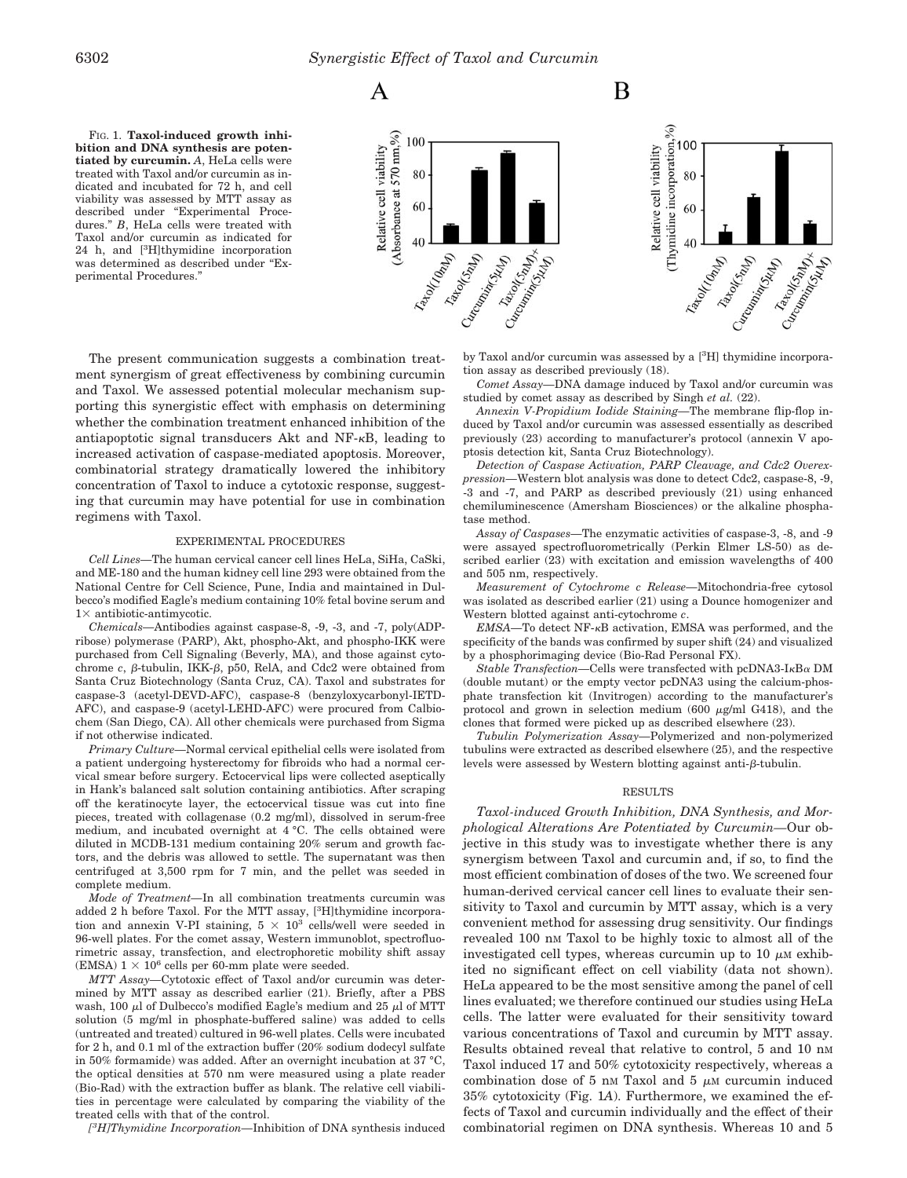FIG. 1. **Taxol-induced growth inhibition and DNA synthesis are potentiated by curcumin.** *A*, HeLa cells were treated with Taxol and/or curcumin as indicated and incubated for 72 h, and cell viability was assessed by MTT assay as described under "Experimental Procedures." *B*, HeLa cells were treated with Taxol and/or curcumin as indicated for 24 h, and [$^3$H]thymidine incorporation was determined as described under "Experimental Procedures."

The present communication suggests a combination treatment synergism of great effectiveness by combining curcumin and Taxol. We assessed potential molecular mechanism supporting this synergistic effect with emphasis on determining whether the combination treatment enhanced inhibition of the antiapoptotic signal transducers Akt and NF-κB, leading to increased activation of caspase-mediated apoptosis. Moreover, combinatorial strategy dramatically lowered the inhibitory concentration of Taxol to induce a cytotoxic response, suggesting that curcumin may have potential for use in combination regimens with Taxol.

## EXPERIMENTAL PROCEDURES

*Cell Lines*—The human cervical cancer cell lines HeLa, SiHa, CaSki, and ME-180 and the human kidney cell line 293 were obtained from the National Centre for Cell Science, Pune, India and maintained in Dulbecco's modified Eagle's medium containing 10% fetal bovine serum and 1× antibiotic-antimycotic.

*Chemicals*—Antibodies against caspase-8, -9, -3, and -7, poly(ADP-ribose) polymerase (PARP), Akt, phospho-Akt, and phospho-IKK were purchased from Cell Signaling (Beverly, MA), and those against cytochrome *c*, β-tubulin, IKK-β, p50, RelA, and Cdc2 were obtained from Santa Cruz Biotechnology (Santa Cruz, CA). Taxol and substrates for caspase-3 (acetyl-DEVD-AFC), caspase-8 (benzyloxycarbonyl-IETD-AFC), and caspase-9 (acetyl-LEHD-AFC) were procured from Calbiochem (San Diego, CA). All other chemicals were purchased from Sigma if not otherwise indicated.

*Primary Culture*—Normal cervical epithelial cells were isolated from a patient undergoing hysterectomy for fibroids who had a normal cervical smear before surgery. Ectocervical lips were collected aseptically in Hank's balanced salt solution containing antibiotics. After scraping off the keratinocyte layer, the ectocervical tissue was cut into fine pieces, treated with collagenase (0.2 mg/ml), dissolved in serum-free medium, and incubated overnight at 4 °C. The cells obtained were diluted in MCDB-131 medium containing 20% serum and growth factors, and the debris was allowed to settle. The supernatant was then centrifuged at 3,500 rpm for 7 min, and the pellet was seeded in complete medium.

*Mode of Treatment*—In all combination treatments curcumin was added 2 h before Taxol. For the MTT assay, [$^3$H]thymidine incorporation and annexin V-PI staining, $5 \times 10^3$ cells/well were seeded in 96-well plates. For the comet assay, Western immunoblot, spectrofluorimetric assay, transfection, and electrophoretic mobility shift assay (EMSA) $1 \times 10^6$ cells per 60-mm plate were seeded.

*MTT Assay*—Cytotoxic effect of Taxol and/or curcumin was determined by MTT assay as described earlier (21). Briefly, after a PBS wash, 100 μl of Dulbecco's modified Eagle's medium and 25 μl of MTT solution (5 mg/ml in phosphate-buffered saline) was added to cells (untreated and treated) cultured in 96-well plates. Cells were incubated for 2 h, and 0.1 ml of the extraction buffer (20% sodium dodecyl sulfate in 50% formamide) was added. After an overnight incubation at 37 °C, the optical densities at 570 nm were measured using a plate reader (Bio-Rad) with the extraction buffer as blank. The relative cell viabilities in percentage were calculated by comparing the viability of the treated cells with that of the control.

*[$^3$H]Thymidine Incorporation*—Inhibition of DNA synthesis induced by Taxol and/or curcumin was assessed by a [$^3$H] thymidine incorporation assay as described previously (18).

*Comet Assay*—DNA damage induced by Taxol and/or curcumin was studied by comet assay as described by Singh *et al.* (22).

*Annexin V-Propidium Iodide Staining*—The membrane flip-flop induced by Taxol and/or curcumin was assessed essentially as described previously (23) according to manufacturer's protocol (annexin V apoptosis detection kit, Santa Cruz Biotechnology).

*Detection of Caspase Activation, PARP Cleavage, and Cdc2 Overexpression*—Western blot analysis was done to detect Cdc2, caspase-8, -9, -3 and -7, and PARP as described previously (21) using enhanced chemiluminescence (Amersham Biosciences) or the alkaline phosphatase method.

*Assay of Caspases*—The enzymatic activities of caspase-3, -8, and -9 were assayed spectrofluorometrically (Perkin Elmer LS-50) as described earlier (23) with excitation and emission wavelengths of 400 and 505 nm, respectively.

*Measurement of Cytochrome c Release*—Mitochondria-free cytosol was isolated as described earlier (21) using a Dounce homogenizer and Western blotted against anti-cytochrome *c*.

*EMSA*—To detect NF-κB activation, EMSA was performed, and the specificity of the bands was confirmed by super shift (24) and visualized by a phosphorimaging device (Bio-Rad Personal FX).

*Stable Transfection*—Cells were transfected with pcDNA3-IκBα DM (double mutant) or the empty vector pcDNA3 using the calcium-phosphate transfection kit (Invitrogen) according to the manufacturer's protocol and grown in selection medium (600 μg/ml G418), and the clones that formed were picked up as described elsewhere (23).

*Tubulin Polymerization Assay*—Polymerized and non-polymerized tubulins were extracted as described elsewhere (25), and the respective levels were assessed by Western blotting against anti-β-tubulin.

## RESULTS

*Taxol-induced Growth Inhibition, DNA Synthesis, and Morphological Alterations Are Potentiated by Curcumin*—Our objective in this study was to investigate whether there is any synergism between Taxol and curcumin and, if so, to find the most efficient combination of doses of the two. We screened four human-derived cervical cancer cell lines to evaluate their sensitivity to Taxol and curcumin by MTT assay, which is a very convenient method for assessing drug sensitivity. Our findings revealed 100 nM Taxol to be highly toxic to almost all of the investigated cell types, whereas curcumin up to 10 μM exhibited no significant effect on cell viability (data not shown). HeLa appeared to be the most sensitive among the panel of cell lines evaluated; we therefore continued our studies using HeLa cells. The latter were evaluated for their sensitivity toward various concentrations of Taxol and curcumin by MTT assay. Results obtained reveal that relative to control, 5 and 10 nM Taxol induced 17 and 50% cytotoxicity respectively, whereas a combination dose of 5 nM Taxol and 5 μM curcumin induced 35% cytotoxicity (Fig. 1*A*). Furthermore, we examined the effects of Taxol and curcumin individually and the effect of their combinatorial regimen on DNA synthesis. Whereas 10 and 5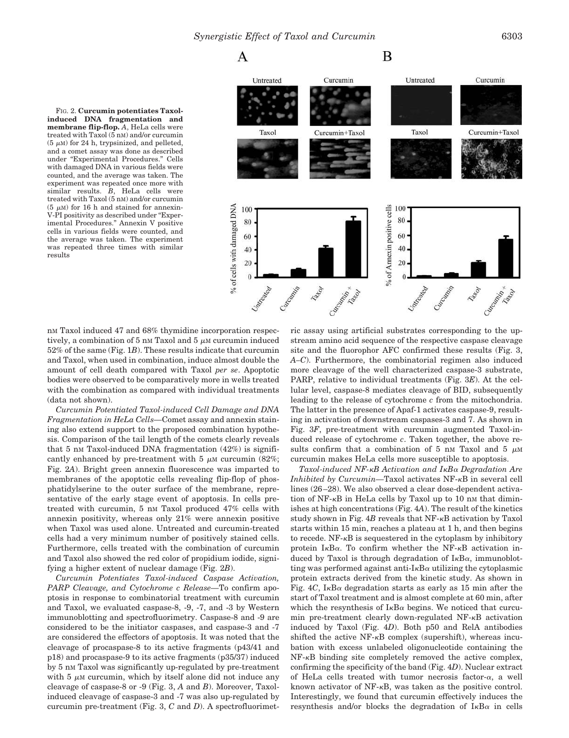FIG. 2. **Curcumin potentiates Taxol-induced DNA fragmentation and membrane flip-flop.** *A*, HeLa cells were treated with Taxol (5 nM) and/or curcumin (5 μM) for 24 h, trypsinized, and pelleted, and a comet assay was done as described under "Experimental Procedures." Cells with damaged DNA in various fields were counted, and the average was taken. The experiment was repeated once more with similar results. *B*, HeLa cells were treated with Taxol (5 nM) and/or curcumin (5 μM) for 16 h and stained for annexin-V-PI positivity as described under "Experimental Procedures." Annexin V positive cells in various fields were counted, and the average was taken. The experiment was repeated three times with similar results

nM Taxol induced 47 and 68% thymidine incorporation respectively, a combination of 5 nM Taxol and 5 μM curcumin induced 52% of the same (Fig. 1*B*). These results indicate that curcumin and Taxol, when used in combination, induce almost double the amount of cell death compared with Taxol *per se*. Apoptotic bodies were observed to be comparatively more in wells treated with the combination as compared with individual treatments (data not shown).

*Curcumin Potentiated Taxol-induced Cell Damage and DNA Fragmentation in HeLa Cells*—Comet assay and annexin staining also extend support to the proposed combination hypothesis. Comparison of the tail length of the comets clearly reveals that 5 nM Taxol-induced DNA fragmentation (42%) is significantly enhanced by pre-treatment with 5 μM curcumin (82%; Fig. 2*A*). Bright green annexin fluorescence was imparted to membranes of the apoptotic cells revealing flip-flop of phosphatidylserine to the outer surface of the membrane, representative of the early stage event of apoptosis. In cells pretreated with curcumin, 5 nM Taxol produced 47% cells with annexin positivity, whereas only 21% were annexin positive when Taxol was used alone. Untreated and curcumin-treated cells had a very minimum number of positively stained cells. Furthermore, cells treated with the combination of curcumin and Taxol also showed the red color of propidium iodide, signifying a higher extent of nuclear damage (Fig. 2*B*).

*Curcumin Potentiates Taxol-induced Caspase Activation, PARP Cleavage, and Cytochrome c Release*—To confirm apoptosis in response to combinatorial treatment with curcumin and Taxol, we evaluated caspase-8, -9, -7, and -3 by Western immunoblotting and spectrofluorimetry. Caspase-8 and -9 are considered to be the initiator caspases, and caspase-3 and -7 are considered the effectors of apoptosis. It was noted that the cleavage of procaspase-8 to its active fragments (p43/41 and p18) and procaspase-9 to its active fragments (p35/37) induced by 5 nM Taxol was significantly up-regulated by pre-treatment with 5 μM curcumin, which by itself alone did not induce any cleavage of caspase-8 or -9 (Fig. 3, *A* and *B*). Moreover, Taxol-induced cleavage of caspase-3 and -7 was also up-regulated by curcumin pre-treatment (Fig. 3, *C* and *D*). A spectrofluorimetric assay using artificial substrates corresponding to the upstream amino acid sequence of the respective caspase cleavage site and the fluorophor AFC confirmed these results (Fig. 3, *A*–*C*). Furthermore, the combinatorial regimen also induced more cleavage of the well characterized caspase-3 substrate, PARP, relative to individual treatments (Fig. 3*E*). At the cellular level, caspase-8 mediates cleavage of BID, subsequently leading to the release of cytochrome *c* from the mitochondria. The latter in the presence of Apaf-1 activates caspase-9, resulting in activation of downstream caspases-3 and 7. As shown in Fig. 3*F*, pre-treatment with curcumin augmented Taxol-induced release of cytochrome *c*. Taken together, the above results confirm that a combination of 5 nM Taxol and 5 μM curcumin makes HeLa cells more susceptible to apoptosis.

*Taxol-induced NF-κB Activation and IκBα Degradation Are Inhibited by Curcumin*—Taxol activates NF-κB in several cell lines (26–28). We also observed a clear dose-dependent activation of NF-κB in HeLa cells by Taxol up to 10 nM that diminishes at high concentrations (Fig. 4*A*). The result of the kinetics study shown in Fig. 4*B* reveals that NF-κB activation by Taxol starts within 15 min, reaches a plateau at 1 h, and then begins to recede. NF-κB is sequestered in the cytoplasm by inhibitory protein IκBα. To confirm whether the NF-κB activation induced by Taxol is through degradation of IκBα, immunoblotting was performed against anti-IκBα utilizing the cytoplasmic protein extracts derived from the kinetic study. As shown in Fig. 4*C*, IκBα degradation starts as early as 15 min after the start of Taxol treatment and is almost complete at 60 min, after which the resynthesis of IκBα begins. We noticed that curcumin pre-treatment clearly down-regulated NF-κB activation induced by Taxol (Fig. 4*D*). Both p50 and RelA antibodies shifted the active NF-κB complex (supershift), whereas incubation with excess unlabeled oligonucleotide containing the NF-κB binding site completely removed the active complex, confirming the specificity of the band (Fig. 4*D*). Nuclear extract of HeLa cells treated with tumor necrosis factor-α, a well known activator of NF-κB, was taken as the positive control. Interestingly, we found that curcumin effectively induces the resynthesis and/or blocks the degradation of IκBα in cells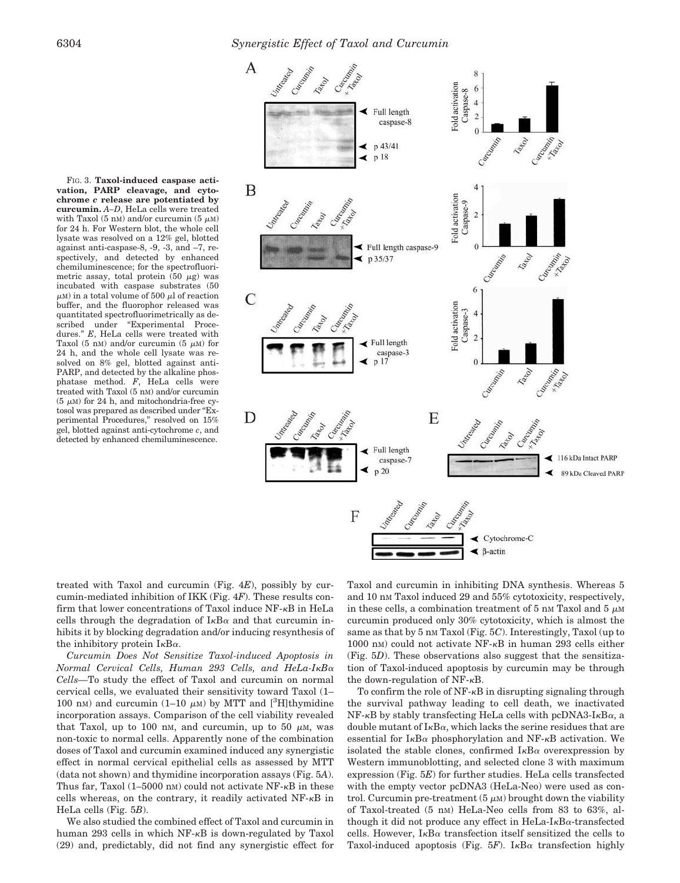FIG. 3. **Taxol-induced caspase activation, PARP cleavage, and cytochrome *c* release are potentiated by curcumin.** *A–D*, HeLa cells were treated with Taxol (5 nM) and/or curcumin (5 $\mu$M) for 24 h. For Western blot, the whole cell lysate was resolved on a 12% gel, blotted against anti-caspase-8, -9, -3, and –7, respectively, and detected by enhanced chemiluminescence; for the spectrofluorimetric assay, total protein (50 $\mu$g) was incubated with caspase substrates (50 $\mu$M) in a total volume of 500 $\mu$l of reaction buffer, and the fluorophor released was quantitated spectrofluorimetrically as described under "Experimental Procedures." *E*, HeLa cells were treated with Taxol (5 nM) and/or curcumin (5 $\mu$M) for 24 h, and the whole cell lysate was resolved on 8% gel, blotted against anti-PARP, and detected by the alkaline phosphatase method. *F*, HeLa cells were treated with Taxol (5 nM) and/or curcumin (5 $\mu$M) for 24 h, and mitochondria-free cytosol was prepared as described under "Experimental Procedures," resolved on 15% gel, blotted against anti-cytochrome *c*, and detected by enhanced chemiluminescence.

treated with Taxol and curcumin (Fig. 4*E*), possibly by curcumin-mediated inhibition of IKK (Fig. 4*F*). These results confirm that lower concentrations of Taxol induce NF-κB in HeLa cells through the degradation of IκBα and that curcumin inhibits it by blocking degradation and/or inducing resynthesis of the inhibitory protein IκBα.

*Curcumin Does Not Sensitize Taxol-induced Apoptosis in Normal Cervical Cells, Human 293 Cells, and HeLa-IκBα Cells*—To study the effect of Taxol and curcumin on normal cervical cells, we evaluated their sensitivity toward Taxol (1–100 nM) and curcumin (1–10 $\mu$M) by MTT and [$^3$H]thymidine incorporation assays. Comparison of the cell viability revealed that Taxol, up to 100 nM, and curcumin, up to 50 $\mu$M, was non-toxic to normal cells. Apparently none of the combination doses of Taxol and curcumin examined induced any synergistic effect in normal cervical epithelial cells as assessed by MTT (data not shown) and thymidine incorporation assays (Fig. 5*A*). Thus far, Taxol (1–5000 nM) could not activate NF-κB in these cells whereas, on the contrary, it readily activated NF-κB in HeLa cells (Fig. 5*B*).

We also studied the combined effect of Taxol and curcumin in human 293 cells in which NF-κB is down-regulated by Taxol (29) and, predictably, did not find any synergistic effect for Taxol and curcumin in inhibiting DNA synthesis. Whereas 5 and 10 nM Taxol induced 29 and 55% cytotoxicity, respectively, in these cells, a combination treatment of 5 nM Taxol and 5 $\mu$M curcumin produced only 30% cytotoxicity, which is almost the same as that by 5 nM Taxol (Fig. 5*C*). Interestingly, Taxol (up to 1000 nM) could not activate NF-κB in human 293 cells either (Fig. 5*D*). These observations also suggest that the sensitization of Taxol-induced apoptosis by curcumin may be through the down-regulation of NF-κB.

To confirm the role of NF-κB in disrupting signaling through the survival pathway leading to cell death, we inactivated NF-κB by stably transfecting HeLa cells with pcDNA3-IκBα, a double mutant of IκBα, which lacks the serine residues that are essential for IκBα phosphorylation and NF-κB activation. We isolated the stable clones, confirmed IκBα overexpression by Western immunoblotting, and selected clone 3 with maximum expression (Fig. 5*E*) for further studies. HeLa cells transfected with the empty vector pcDNA3 (HeLa-Neo) were used as control. Curcumin pre-treatment (5 $\mu$M) brought down the viability of Taxol-treated (5 nM) HeLa-Neo cells from 83 to 63%, although it did not produce any effect in HeLa-IκBα-transfected cells. However, IκBα transfection itself sensitized the cells to Taxol-induced apoptosis (Fig. 5*F*). IκBα transfection highly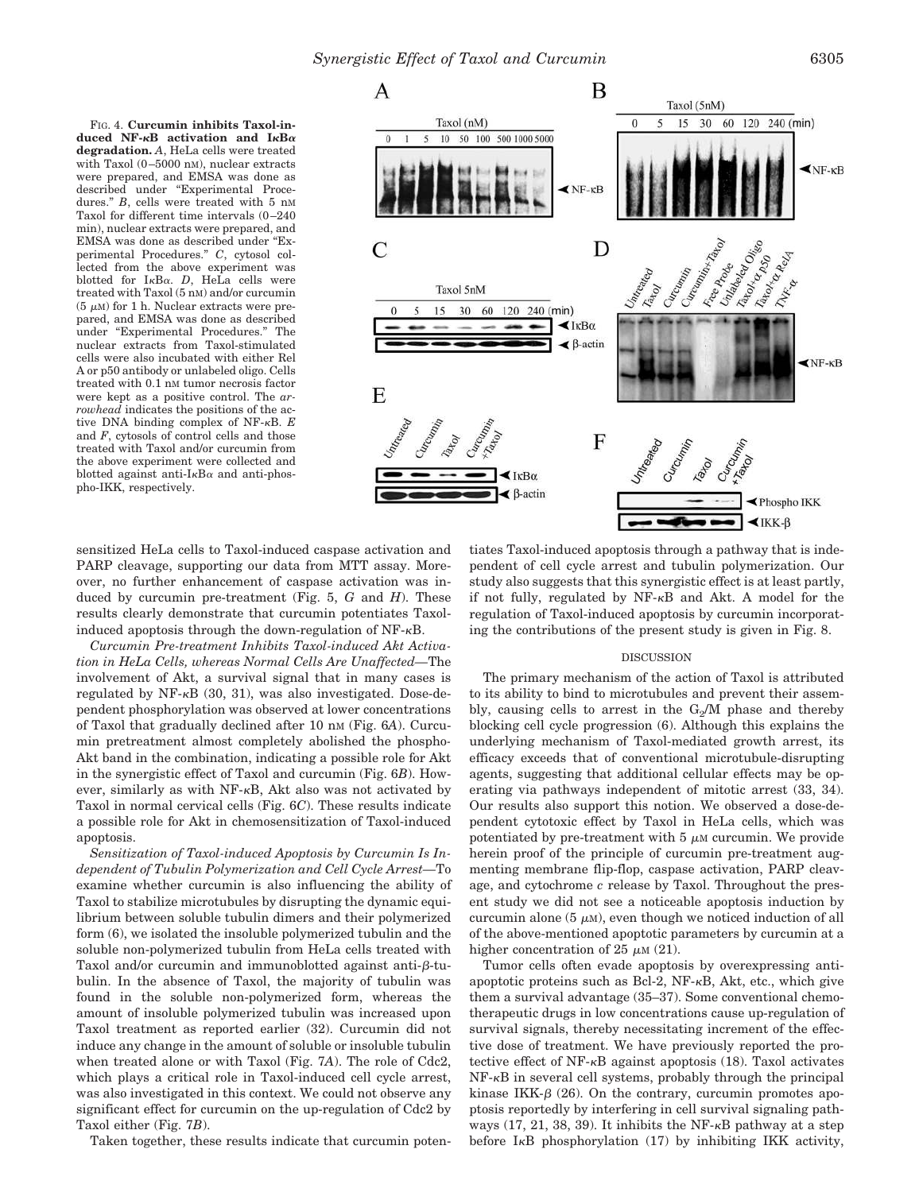FIG. 4. **Curcumin inhibits Taxol-induced NF-κB activation and IκBα degradation.** *A*, HeLa cells were treated with Taxol (0–5000 nM), nuclear extracts were prepared, and EMSA was done as described under "Experimental Procedures." *B*, cells were treated with 5 nM Taxol for different time intervals (0–240 min), nuclear extracts were prepared, and EMSA was done as described under "Experimental Procedures." *C*, cytosol collected from the above experiment was blotted for IκBα. *D*, HeLa cells were treated with Taxol (5 nM) and/or curcumin (5 μM) for 1 h. Nuclear extracts were prepared, and EMSA was done as described under "Experimental Procedures." The nuclear extracts from Taxol-stimulated cells were also incubated with either Rel A or p50 antibody or unlabeled oligo. Cells treated with 0.1 nM tumor necrosis factor were kept as a positive control. The *arrowhead* indicates the positions of the active DNA binding complex of NF-κB. *E* and *F*, cytosols of control cells and those treated with Taxol and/or curcumin from the above experiment were collected and blotted against anti-IκBα and anti-phospho-IKK, respectively.

sensitized HeLa cells to Taxol-induced caspase activation and PARP cleavage, supporting our data from MTT assay. Moreover, no further enhancement of caspase activation was induced by curcumin pre-treatment (Fig. 5, *G* and *H*). These results clearly demonstrate that curcumin potentiates Taxol-induced apoptosis through the down-regulation of NF-κB.

*Curcumin Pre-treatment Inhibits Taxol-induced Akt Activation in HeLa Cells, whereas Normal Cells Are Unaffected*—The involvement of Akt, a survival signal that in many cases is regulated by NF-κB (30, 31), was also investigated. Dose-dependent phosphorylation was observed at lower concentrations of Taxol that gradually declined after 10 nM (Fig. 6*A*). Curcumin pretreatment almost completely abolished the phospho-Akt band in the combination, indicating a possible role for Akt in the synergistic effect of Taxol and curcumin (Fig. 6*B*). However, similarly as with NF-κB, Akt also was not activated by Taxol in normal cervical cells (Fig. 6*C*). These results indicate a possible role for Akt in chemosensitization of Taxol-induced apoptosis.

*Sensitization of Taxol-induced Apoptosis by Curcumin Is Independent of Tubulin Polymerization and Cell Cycle Arrest*—To examine whether curcumin is also influencing the ability of Taxol to stabilize microtubules by disrupting the dynamic equilibrium between soluble tubulin dimers and their polymerized form (6), we isolated the insoluble polymerized tubulin and the soluble non-polymerized tubulin from HeLa cells treated with Taxol and/or curcumin and immunoblotted against anti-β-tubulin. In the absence of Taxol, the majority of tubulin was found in the soluble non-polymerized form, whereas the amount of insoluble polymerized tubulin was increased upon Taxol treatment as reported earlier (32). Curcumin did not induce any change in the amount of soluble or insoluble tubulin when treated alone or with Taxol (Fig. 7*A*). The role of Cdc2, which plays a critical role in Taxol-induced cell cycle arrest, was also investigated in this context. We could not observe any significant effect for curcumin on the up-regulation of Cdc2 by Taxol either (Fig. 7*B*).

Taken together, these results indicate that curcumin potentiates Taxol-induced apoptosis through a pathway that is independent of cell cycle arrest and tubulin polymerization. Our study also suggests that this synergistic effect is at least partly, if not fully, regulated by NF-κB and Akt. A model for the regulation of Taxol-induced apoptosis by curcumin incorporating the contributions of the present study is given in Fig. 8.

## DISCUSSION

The primary mechanism of the action of Taxol is attributed to its ability to bind to microtubules and prevent their assembly, causing cells to arrest in the $G_2$/M phase and thereby blocking cell cycle progression (6). Although this explains the underlying mechanism of Taxol-mediated growth arrest, its efficacy exceeds that of conventional microtubule-disrupting agents, suggesting that additional cellular effects may be operating via pathways independent of mitotic arrest (33, 34). Our results also support this notion. We observed a dose-dependent cytotoxic effect by Taxol in HeLa cells, which was potentiated by pre-treatment with 5 μM curcumin. We provide herein proof of the principle of curcumin pre-treatment augmenting membrane flip-flop, caspase activation, PARP cleavage, and cytochrome *c* release by Taxol. Throughout the present study we did not see a noticeable apoptosis induction by curcumin alone (5 μM), even though we noticed induction of all of the above-mentioned apoptotic parameters by curcumin at a higher concentration of 25 μM (21).

Tumor cells often evade apoptosis by overexpressing anti-apoptotic proteins such as Bcl-2, NF-κB, Akt, etc., which give them a survival advantage (35–37). Some conventional chemotherapeutic drugs in low concentrations cause up-regulation of survival signals, thereby necessitating increment of the effective dose of treatment. We have previously reported the protective effect of NF-κB against apoptosis (18). Taxol activates NF-κB in several cell systems, probably through the principal kinase IKK-β (26). On the contrary, curcumin promotes apoptosis reportedly by interfering in cell survival signaling pathways (17, 21, 38, 39). It inhibits the NF-κB pathway at a step before IκB phosphorylation (17) by inhibiting IKK activity,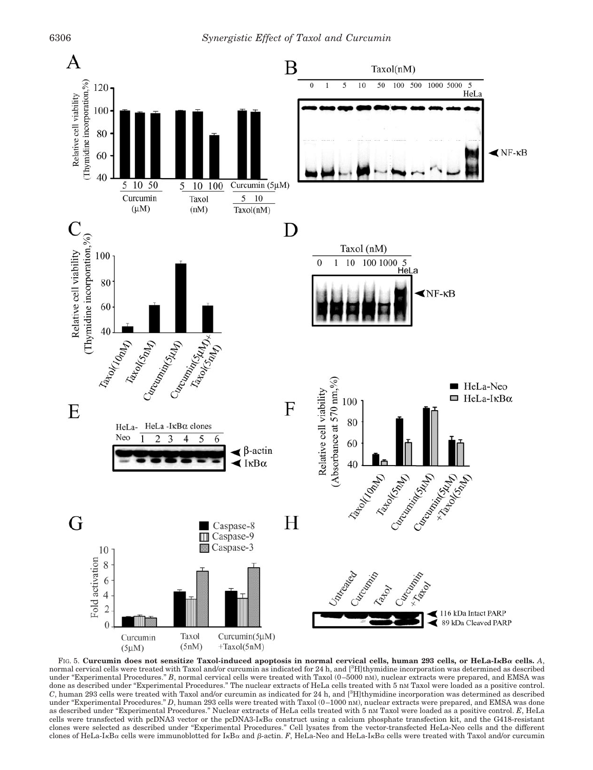FIG. 5. **Curcumin does not sensitize Taxol-induced apoptosis in normal cervical cells, human 293 cells, or HeLa-IκBα cells.** *A*, normal cervical cells were treated with Taxol and/or curcumin as indicated for 24 h, and [$^3$H]thymidine incorporation was determined as described under "Experimental Procedures." *B*, normal cervical cells were treated with Taxol (0–5000 nM), nuclear extracts were prepared, and EMSA was done as described under "Experimental Procedures." The nuclear extracts of HeLa cells treated with 5 nM Taxol were loaded as a positive control. *C*, human 293 cells were treated with Taxol and/or curcumin as indicated for 24 h, and [$^3$H]thymidine incorporation was determined as described under "Experimental Procedures." *D*, human 293 cells were treated with Taxol (0–1000 nM), nuclear extracts were prepared, and EMSA was done as described under "Experimental Procedures." Nuclear extracts of HeLa cells treated with 5 nM Taxol were loaded as a positive control. *E*, HeLa cells were transfected with pcDNA3 vector or the pcDNA3-IκBα construct using a calcium phosphate transfection kit, and the G418-resistant clones were selected as described under "Experimental Procedures." Cell lysates from the vector-transfected HeLa-Neo cells and the different clones of HeLa-IκBα cells were immunoblotted for IκBα and β-actin. *F*, HeLa-Neo and HeLa-IκBα cells were treated with Taxol and/or curcumin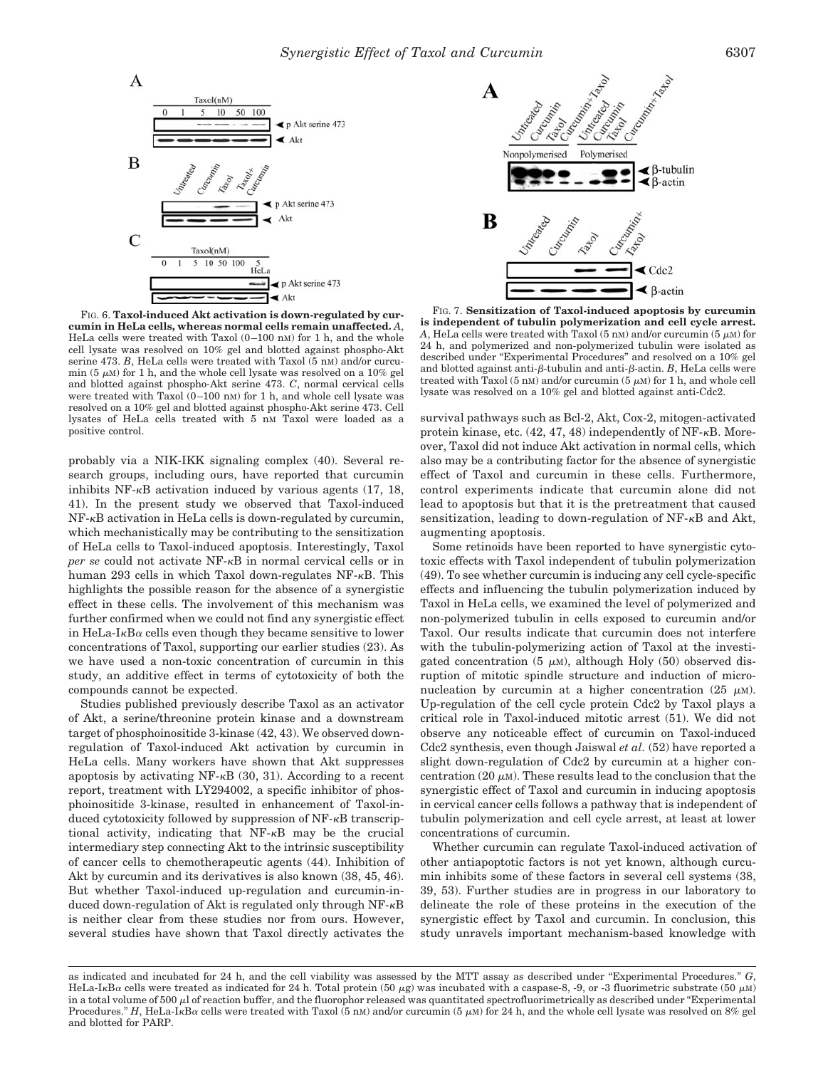FIG. 6. **Taxol-induced Akt activation is down-regulated by curcumin in HeLa cells, whereas normal cells remain unaffected.** *A*, HeLa cells were treated with Taxol (0–100 nM) for 1 h, and the whole cell lysate was resolved on 10% gel and blotted against phospho-Akt serine 473. *B*, HeLa cells were treated with Taxol (5 nM) and/or curcumin (5 $\mu$M) for 1 h, and the whole cell lysate was resolved on a 10% gel and blotted against phospho-Akt serine 473. *C*, normal cervical cells were treated with Taxol (0–100 nM) for 1 h, and whole cell lysate was resolved on a 10% gel and blotted against phospho-Akt serine 473. Cell lysates of HeLa cells treated with 5 nM Taxol were loaded as a positive control.

FIG. 7. **Sensitization of Taxol-induced apoptosis by curcumin is independent of tubulin polymerization and cell cycle arrest.** *A*, HeLa cells were treated with Taxol (5 nM) and/or curcumin (5 $\mu$M) for 24 h, and polymerized and non-polymerized tubulin were isolated as described under "Experimental Procedures" and resolved on a 10% gel and blotted against anti-$\beta$-tubulin and anti-$\beta$-actin. *B*, HeLa cells were treated with Taxol (5 nM) and/or curcumin (5 $\mu$M) for 1 h, and whole cell lysate was resolved on a 10% gel and blotted against anti-Cdc2.

probably via a NIK-IKK signaling complex (40). Several research groups, including ours, have reported that curcumin inhibits NF-$\kappa$B activation induced by various agents (17, 18, 41). In the present study we observed that Taxol-induced NF-$\kappa$B activation in HeLa cells is down-regulated by curcumin, which mechanistically may be contributing to the sensitization of HeLa cells to Taxol-induced apoptosis. Interestingly, Taxol *per se* could not activate NF-$\kappa$B in normal cervical cells or in human 293 cells in which Taxol down-regulates NF-$\kappa$B. This highlights the possible reason for the absence of a synergistic effect in these cells. The involvement of this mechanism was further confirmed when we could not find any synergistic effect in HeLa-I$\kappa$B$\alpha$ cells even though they became sensitive to lower concentrations of Taxol, supporting our earlier studies (23). As we have used a non-toxic concentration of curcumin in this study, an additive effect in terms of cytotoxicity of both the compounds cannot be expected.

Studies published previously describe Taxol as an activator of Akt, a serine/threonine protein kinase and a downstream target of phosphoinositide 3-kinase (42, 43). We observed down-regulation of Taxol-induced Akt activation by curcumin in HeLa cells. Many workers have shown that Akt suppresses apoptosis by activating NF-$\kappa$B (30, 31). According to a recent report, treatment with LY294002, a specific inhibitor of phosphoinositide 3-kinase, resulted in enhancement of Taxol-induced cytotoxicity followed by suppression of NF-$\kappa$B transcriptional activity, indicating that NF-$\kappa$B may be the crucial intermediary step connecting Akt to the intrinsic susceptibility of cancer cells to chemotherapeutic agents (44). Inhibition of Akt by curcumin and its derivatives is also known (38, 45, 46). But whether Taxol-induced up-regulation and curcumin-induced down-regulation of Akt is regulated only through NF-$\kappa$B is neither clear from these studies nor from ours. However, several studies have shown that Taxol directly activates the survival pathways such as Bcl-2, Akt, Cox-2, mitogen-activated protein kinase, etc. (42, 47, 48) independently of NF-$\kappa$B. Moreover, Taxol did not induce Akt activation in normal cells, which also may be a contributing factor for the absence of synergistic effect of Taxol and curcumin in these cells. Furthermore, control experiments indicate that curcumin alone did not lead to apoptosis but that it is the pretreatment that caused sensitization, leading to down-regulation of NF-$\kappa$B and Akt, augmenting apoptosis.

Some retinoids have been reported to have synergistic cytotoxic effects with Taxol independent of tubulin polymerization (49). To see whether curcumin is inducing any cell cycle-specific effects and influencing the tubulin polymerization induced by Taxol in HeLa cells, we examined the level of polymerized and non-polymerized tubulin in cells exposed to curcumin and/or Taxol. Our results indicate that curcumin does not interfere with the tubulin-polymerizing action of Taxol at the investigated concentration (5 $\mu$M), although Holy (50) observed disruption of mitotic spindle structure and induction of micronucleation by curcumin at a higher concentration (25 $\mu$M). Up-regulation of the cell cycle protein Cdc2 by Taxol plays a critical role in Taxol-induced mitotic arrest (51). We did not observe any noticeable effect of curcumin on Taxol-induced Cdc2 synthesis, even though Jaiswal *et al.* (52) have reported a slight down-regulation of Cdc2 by curcumin at a higher concentration (20 $\mu$M). These results lead to the conclusion that the synergistic effect of Taxol and curcumin in inducing apoptosis in cervical cancer cells follows a pathway that is independent of tubulin polymerization and cell cycle arrest, at least at lower concentrations of curcumin.

Whether curcumin can regulate Taxol-induced activation of other antiapoptotic factors is not yet known, although curcumin inhibits some of these factors in several cell systems (38, 39, 53). Further studies are in progress in our laboratory to delineate the role of these proteins in the execution of the synergistic effect by Taxol and curcumin. In conclusion, this study unravels important mechanism-based knowledge with

as indicated and incubated for 24 h, and the cell viability was assessed by the MTT assay as described under "Experimental Procedures." *G*, HeLa-I$\kappa$B$\alpha$ cells were treated as indicated for 24 h. Total protein (50 $\mu$g) was incubated with a caspase-8, -9, or -3 fluorimetric substrate (50 $\mu$M) in a total volume of 500 $\mu$l of reaction buffer, and the fluorophor released was quantitated spectrofluorimetrically as described under "Experimental Procedures." *H*, HeLa-I$\kappa$B$\alpha$ cells were treated with Taxol (5 nM) and/or curcumin (5 $\mu$M) for 24 h, and the whole cell lysate was resolved on 8% gel and blotted for PARP.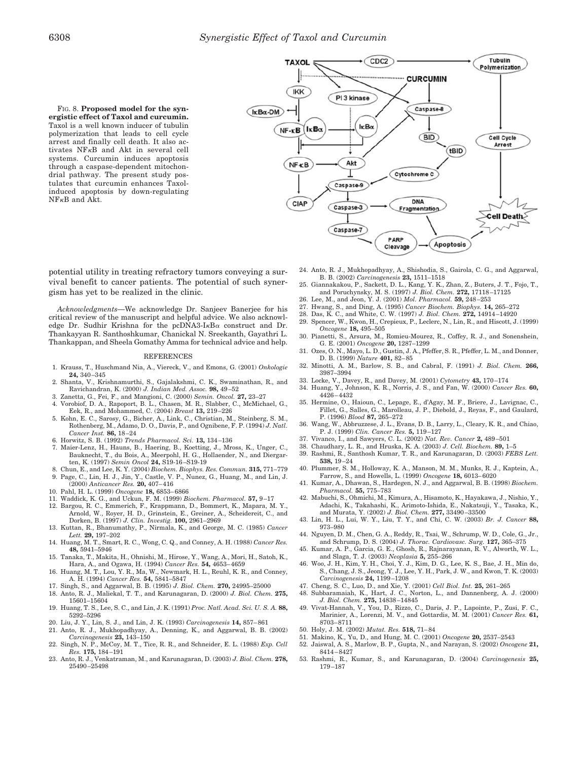FIG. 8. **Proposed model for the synergistic effect of Taxol and curcumin.** Taxol is a well known inducer of tubulin polymerization that leads to cell cycle arrest and finally cell death. It also activates NFκB and Akt in several cell systems. Curcumin induces apoptosis through a caspase-dependent mitochondrial pathway. The present study postulates that curcumin enhances Taxol-induced apoptosis by down-regulating NFκB and Akt.

TAXOL
CDC2
Tubulin Polymerization
CURCUMIN
IKK
PI 3 kinase
IκBα-DM
Caspase-8
NF-κB IκBα
IκBα
BID
Cell Cycle Arrest
tBID
NFκB
Akt
Cytochrome C
Caspase-9
CIAP
Caspase-3
DNA Fragmentation
Cell Death
Caspase-7
PARP Cleavage
Apoptosis

potential utility in treating refractory tumors conveying a survival benefit to cancer patients. The potential of such synergism has yet to be realized in the clinic.

*Acknowledgments*—We acknowledge Dr. Sanjeev Banerjee for his critical review of the manuscript and helpful advice. We also acknowledge Dr. Sudhir Krishna for the pcDNA3-IκBα construct and Dr. Thankayyan R. Santhoshkumar, Chanickal N. Sreekanth, Gayathri L. Thankappan, and Sheela Gomathy Amma for technical advice and help.

## REFERENCES

1. Krauss, T., Huschmand Nia, A., Viereck, V., and Emons, G. (2001) *Onkologie* **24,** 340–345
2. Shanta, V., Krishnamurthi, S., Gajalakshmi, C. K., Swaminathan, R., and Ravichandran, K. (2000) *J. Indian Med. Assoc.* **98,** 49–52
3. Zanetta, G., Fei, F., and Mangioni, C. (2000) *Semin. Oncol.* **27,** 23–27
4. Vorobiof, D. A., Rapoport, B. L., Chasen, M. R., Slabber, C., McMichael, G., Eek, R., and Mohammed, C. (2004) *Breast* **13,** 219–226
5. Kohn, E. C., Sarosy, G., Bicher, A., Link, C., Christian, M., Steinberg, S. M., Rothenberg, M., Adamo, D. O., Davis, P., and Ognibene, F. P. (1994) *J. Natl. Cancer Inst.* **86,** 18–24
6. Horwitz, S. B. (1992) *Trends Pharmacol. Sci.* **13,** 134–136
7. Maier-Lenz, H., Hauns, B., Haering, B., Koetting, J., Mross, K., Unger, C., Bauknecht, T., du Bois, A., Meerpohl, H. G., Hollaender, N., and Diergarten, K. (1997) *Semin Oncol* **24,** S19-16–S19-19
8. Chun, E., and Lee, K. Y. (2004) *Biochem. Biophys. Res. Commun.* **315,** 771–779
9. Page, C., Lin, H. J., Jin, Y., Castle, V. P., Nunez, G., Huang, M., and Lin, J. (2000) *Anticancer Res.* **20,** 407–416
10. Pahl, H. L. (1999) *Oncogene* **18,** 6853–6866
11. Waddick, K. G., and Uckun, F. M. (1999) *Biochem. Pharmacol.* **57,** 9–17
12. Bargou, R. C., Emmerich, F., Krappmann, D., Bommert, K., Mapara, M. Y., Arnold, W., Royer, H. D., Grinstein, E., Greiner, A., Scheidereit, C., and Dorken, B. (1997) *J. Clin. Investig.* **100,** 2961–2969
13. Kuttan, R., Bhanumathy, P., Nirmala, K., and George, M. C. (1985) *Cancer Lett.* **29,** 197–202
14. Huang, M. T., Smart, R. C., Wong, C. Q., and Conney, A. H. (1988) *Cancer Res.* **48,** 5941–5946
15. Tanaka, T., Makita, H., Ohnishi, M., Hirose, Y., Wang, A., Mori, H., Satoh, K., Hara, A., and Ogawa, H. (1994) *Cancer Res.* **54,** 4653–4659
16. Huang, M. T., Lou, Y. R., Ma, W., Newmark, H. L., Reuhl, K. R., and Conney, A. H. (1994) *Cancer Res.* **54,** 5841–5847
17. Singh, S., and Aggarwal, B. B. (1995) *J. Biol. Chem.* **270,** 24995–25000
18. Anto, R. J., Maliekal, T. T., and Karunagaran, D. (2000) *J. Biol. Chem.* **275,** 15601–15604
19. Huang, T. S., Lee, S. C., and Lin, J. K. (1991) *Proc. Natl. Acad. Sci. U. S. A.* **88,** 5292–5296
20. Liu, J. Y., Lin, S. J., and Lin, J. K. (1993) *Carcinogenesis* **14,** 857–861
21. Anto, R. J., Mukhopadhyay, A., Denning, K., and Aggarwal, B. B. (2002) *Carcinogenesis* **23,** 143–150
22. Singh, N. P., McCoy, M. T., Tice, R. R., and Schneider, E. L. (1988) *Exp. Cell Res.* **175,** 184–191
23. Anto, R. J., Venkatraman, M., and Karunagaran, D. (2003) *J. Biol. Chem.* **278,** 25490–25498
24. Anto, R. J., Mukhopadhyay, A., Shishodia, S., Gairola, C. G., and Aggarwal, B. B. (2002) *Carcinogenesis* **23,** 1511–1518
25. Giannakakou, P., Sackett, D. L., Kang, Y. K., Zhan, Z., Buters, J. T., Fojo, T., and Poruchynsky, M. S. (1997) *J. Biol. Chem.* **272,** 17118–17125
26. Lee, M., and Jeon, Y. J. (2001) *Mol. Pharmacol.* **59,** 248–253
27. Hwang, S., and Ding, A. (1995) *Cancer Biochem. Biophys.* **14,** 265–272
28. Das, K. C., and White, C. W. (1997) *J. Biol. Chem.* **272,** 14914–14920
29. Spencer, W., Kwon, H., Crepieux, P., Leclerc, N., Lin, R., and Hiscott, J. (1999) *Oncogene* **18,** 495–505
30. Pianetti, S., Arsura, M., Romieu-Mourez, R., Coffey, R. J., and Sonenshein, G. E. (2001) *Oncogene* **20,** 1287–1299
31. Ozes, O. N., Mayo, L. D., Gustin, J. A., Pfeffer, S. R., Pfeffer, L. M., and Donner, D. B. (1999) *Nature* **401,** 82–85
32. Minotti, A. M., Barlow, S. B., and Cabral, F. (1991) *J. Biol. Chem.* **266,** 3987–3994
33. Locke, V., Davey, R., and Davey, M. (2001) *Cytometry* **43,** 170–174
34. Huang, Y., Johnson, K. R., Norris, J. S., and Fan, W. (2000) *Cancer Res.* **60,** 4426–4432
35. Hermine, O., Haioun, C., Lepage, E., d'Agay, M. F., Briere, J., Lavignac, C., Fillet, G., Salles, G., Marolleau, J. P., Diebold, J., Reyas, F., and Gaulard, P. (1996) *Blood* **87,** 265–272
36. Wang, W., Abbruzzese, J. L., Evans, D. B., Larry, L., Cleary, K. R., and Chiao, P. J. (1999) *Clin. Cancer Res.* **5,** 119–127
37. Vivanco, I., and Sawyers, C. L. (2002) *Nat. Rev. Cancer* **2,** 489–501
38. Chaudhary, L. R., and Hruska, K. A. (2003) *J. Cell. Biochem.* **89,** 1–5
39. Rashmi, R., Santhosh Kumar, T. R., and Karunagaran, D. (2003) *FEBS Lett.* **538,** 19–24
40. Plummer, S. M., Holloway, K. A., Manson, M. M., Munks, R. J., Kaptein, A., Farrow, S., and Howells, L. (1999) *Oncogene* **18,** 6013–6020
41. Kumar, A., Dhawan, S., Hardegen, N. J., and Aggarwal, B. B. (1998) *Biochem. Pharmacol.* **55,** 775–783
42. Mabuchi, S., Ohmichi, M., Kimura, A., Hisamoto, K., Hayakawa, J., Nishio, Y., Adachi, K., Takahashi, K., Arimoto-Ishida, E., Nakatsuji, Y., Tasaka, K., and Murata, Y. (2002) *J. Biol. Chem.* **277,** 33490–33500
43. Lin, H. L., Lui, W. Y., Liu, T. Y., and Chi, C. W. (2003) *Br. J. Cancer* **88,** 973–980
44. Nguyen, D. M., Chen, G. A., Reddy, R., Tsai, W., Schrump, W. D., Cole, G., Jr., and Schrump, D. S. (2004) *J. Thorac. Cardiovasc. Surg.* **127,** 365–375
45. Kumar, A. P., Garcia, G. E., Ghosh, R., Rajnarayanan, R. V., Alworth, W. L., and Slaga, T. J. (2003) *Neoplasia* **5,** 255–266
46. Woo, J. H., Kim, Y. H., Choi, Y. J., Kim, D. G., Lee, K. S., Bae, J. H., Min do, S., Chang, J. S., Jeong, Y. J., Lee, Y. H., Park, J. W., and Kwon, T. K. (2003) *Carcinogenesis* **24,** 1199–1208
47. Cheng, S. C., Luo, D., and Xie, Y. (2001) *Cell Biol. Int.* **25,** 261–265
48. Subbaramaiah, K., Hart, J. C., Norton, L., and Dannenberg, A. J. (2000) *J. Biol. Chem.* **275,** 14838–14845
49. Vivat-Hannah, V., You, D., Rizzo, C., Daris, J. P., Lapointe, P., Zusi, F. C., Marinier, A., Lorenzi, M. V., and Gottardis, M. M. (2001) *Cancer Res.* **61,** 8703–8711
50. Holy, J. M. (2002) *Mutat. Res.* **518,** 71–84
51. Makino, K., Yu, D., and Hung, M. C. (2001) *Oncogene* **20,** 2537–2543
52. Jaiswal, A. S., Marlow, B. P., Gupta, N., and Narayan, S. (2002) *Oncogene* **21,** 8414–8427
53. Rashmi, R., Kumar, S., and Karunagaran, D. (2004) *Carcinogenesis* **25,** 179–187